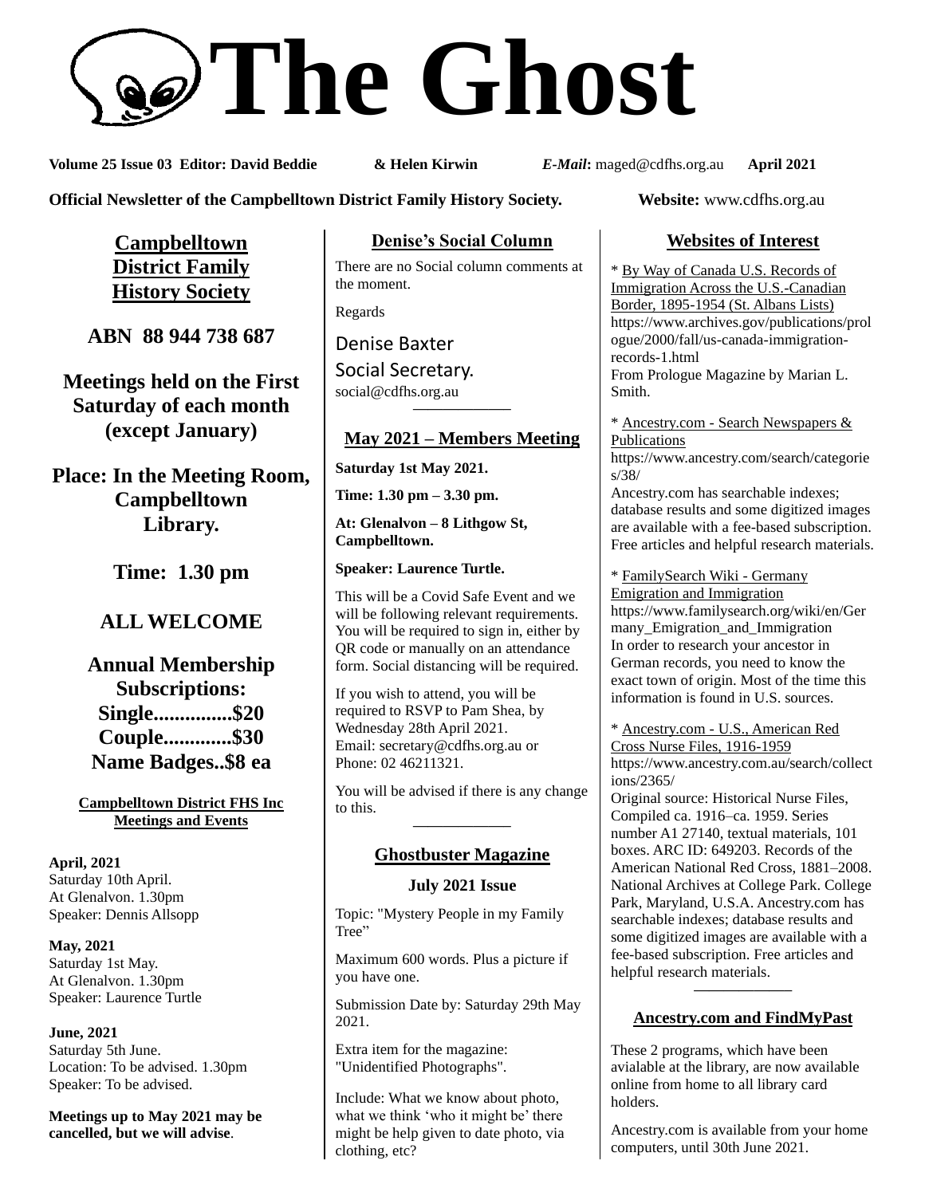# The Ghost

**Volume 25 Issue 03 Editor: David Beddie & Helen Kirwin** ***E-Mail*:** maged@cdfhs.org.au **April 2021**

**Official Newsletter of the Campbelltown District Family History Society.** **Website:** www.cdfhs.org.au

## Campbelltown District Family History Society

**ABN 88 944 738 687**

**Meetings held on the First Saturday of each month (except January)**

**Place: In the Meeting Room, Campbelltown Library.**

**Time: 1.30 pm**

**ALL WELCOME**

**Annual Membership Subscriptions:**
**Single...............$20**
**Couple.............$30**
**Name Badges..$8 ea**

### Campbelltown District FHS Inc Meetings and Events

**April, 2021**
Saturday 10th April.
At Glenalvon. 1.30pm
Speaker: Dennis Allsopp

**May, 2021**
Saturday 1st May.
At Glenalvon. 1.30pm
Speaker: Laurence Turtle

**June, 2021**
Saturday 5th June.
Location: To be advised. 1.30pm
Speaker: To be advised.

**Meetings up to May 2021 may be cancelled, but we will advise**.

## Denise's Social Column

There are no Social column comments at the moment.

Regards

Denise Baxter
Social Secretary.
social@cdfhs.org.au

## May 2021 – Members Meeting

**Saturday 1st May 2021.**

**Time: 1.30 pm – 3.30 pm.**

**At: Glenalvon – 8 Lithgow St, Campbelltown.**

**Speaker: Laurence Turtle.**

This will be a Covid Safe Event and we will be following relevant requirements. You will be required to sign in, either by QR code or manually on an attendance form. Social distancing will be required.

If you wish to attend, you will be required to RSVP to Pam Shea, by Wednesday 28th April 2021.
Email: secretary@cdfhs.org.au or Phone: 02 46211321.

You will be advised if there is any change to this.

## Ghostbuster Magazine

**July 2021 Issue**

Topic: "Mystery People in my Family Tree"

Maximum 600 words. Plus a picture if you have one.

Submission Date by: Saturday 29th May 2021.

Extra item for the magazine: "Unidentified Photographs".

Include: What we know about photo, what we think 'who it might be' there might be help given to date photo, via clothing, etc?

## Websites of Interest

* By Way of Canada U.S. Records of Immigration Across the U.S.-Canadian Border, 1895-1954 (St. Albans Lists)
https://www.archives.gov/publications/prologue/2000/fall/us-canada-immigration-records-1.html
From Prologue Magazine by Marian L. Smith.

* Ancestry.com - Search Newspapers & Publications
https://www.ancestry.com/search/categories/38/
Ancestry.com has searchable indexes; database results and some digitized images are available with a fee-based subscription. Free articles and helpful research materials.

* FamilySearch Wiki - Germany Emigration and Immigration
https://www.familysearch.org/wiki/en/Germany_Emigration_and_Immigration
In order to research your ancestor in German records, you need to know the exact town of origin. Most of the time this information is found in U.S. sources.

* Ancestry.com - U.S., American Red Cross Nurse Files, 1916-1959
https://www.ancestry.com.au/search/collections/2365/
Original source: Historical Nurse Files, Compiled ca. 1916–ca. 1959. Series number A1 27140, textual materials, 101 boxes. ARC ID: 649203. Records of the American National Red Cross, 1881–2008. National Archives at College Park. College Park, Maryland, U.S.A. Ancestry.com has searchable indexes; database results and some digitized images are available with a fee-based subscription. Free articles and helpful research materials.

## Ancestry.com and FindMyPast

These 2 programs, which have been avialable at the library, are now available online from home to all library card holders.

Ancestry.com is available from your home computers, until 30th June 2021.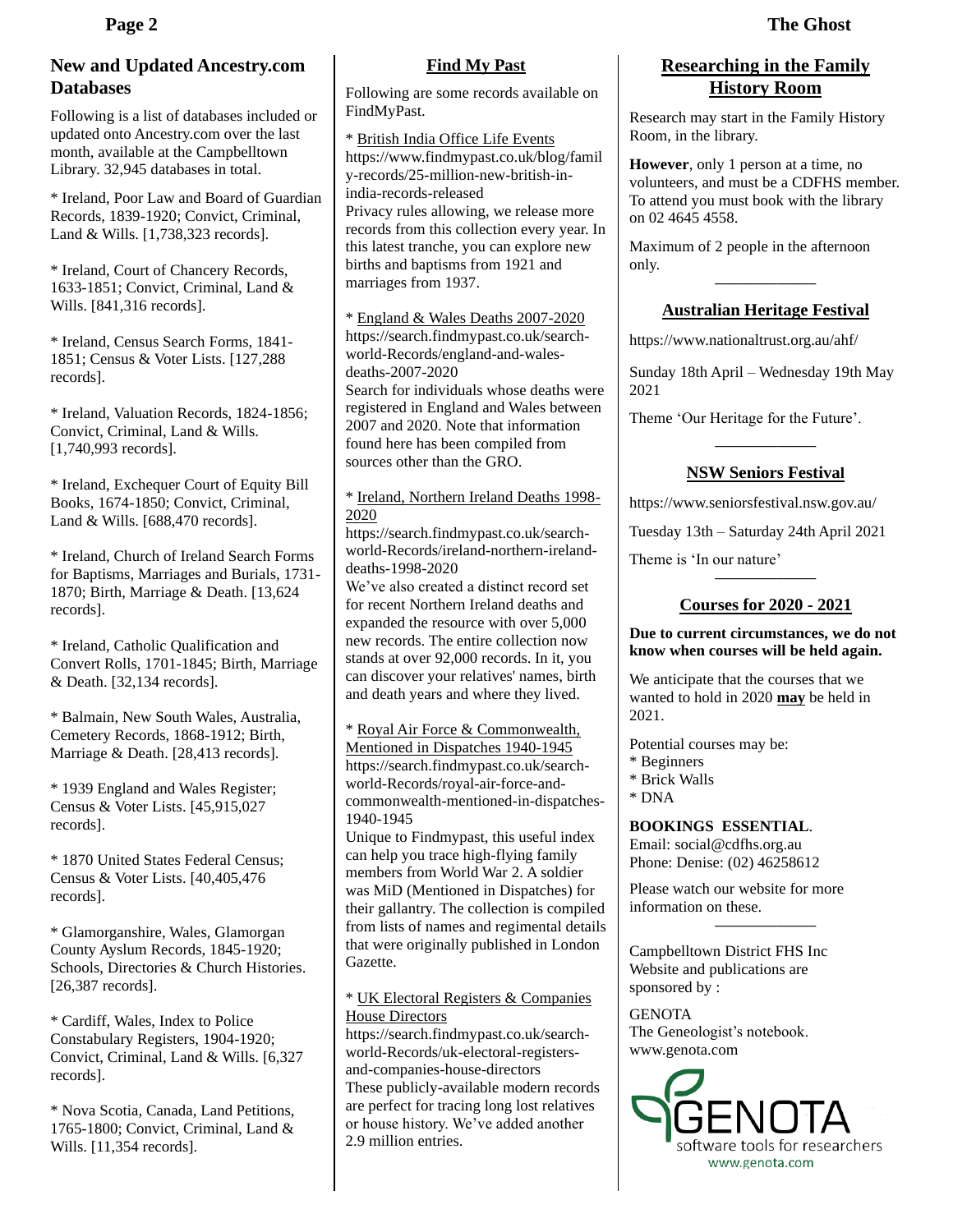## New and Updated Ancestry.com Databases

Following is a list of databases included or updated onto Ancestry.com over the last month, available at the Campbelltown Library. 32,945 databases in total.

* Ireland, Poor Law and Board of Guardian Records, 1839-1920; Convict, Criminal, Land & Wills. [1,738,323 records].

* Ireland, Court of Chancery Records, 1633-1851; Convict, Criminal, Land & Wills. [841,316 records].

* Ireland, Census Search Forms, 1841-1851; Census & Voter Lists. [127,288 records].

* Ireland, Valuation Records, 1824-1856; Convict, Criminal, Land & Wills. [1,740,993 records].

* Ireland, Exchequer Court of Equity Bill Books, 1674-1850; Convict, Criminal, Land & Wills. [688,470 records].

* Ireland, Church of Ireland Search Forms for Baptisms, Marriages and Burials, 1731-1870; Birth, Marriage & Death. [13,624 records].

* Ireland, Catholic Qualification and Convert Rolls, 1701-1845; Birth, Marriage & Death. [32,134 records].

* Balmain, New South Wales, Australia, Cemetery Records, 1868-1912; Birth, Marriage & Death. [28,413 records].

* 1939 England and Wales Register; Census & Voter Lists. [45,915,027 records].

* 1870 United States Federal Census; Census & Voter Lists. [40,405,476 records].

* Glamorganshire, Wales, Glamorgan County Ayslum Records, 1845-1920; Schools, Directories & Church Histories. [26,387 records].

* Cardiff, Wales, Index to Police Constabulary Registers, 1904-1920; Convict, Criminal, Land & Wills. [6,327 records].

* Nova Scotia, Canada, Land Petitions, 1765-1800; Convict, Criminal, Land & Wills. [11,354 records].

## Find My Past

Following are some records available on FindMyPast.

* British India Office Life Events
https://www.findmypast.co.uk/blog/family-records/25-million-new-british-in-india-records-released
Privacy rules allowing, we release more records from this collection every year. In this latest tranche, you can explore new births and baptisms from 1921 and marriages from 1937.

* England & Wales Deaths 2007-2020
https://search.findmypast.co.uk/search-world-Records/england-and-wales-deaths-2007-2020
Search for individuals whose deaths were registered in England and Wales between 2007 and 2020. Note that information found here has been compiled from sources other than the GRO.

* Ireland, Northern Ireland Deaths 1998-2020
https://search.findmypast.co.uk/search-world-Records/ireland-northern-ireland-deaths-1998-2020
We've also created a distinct record set for recent Northern Ireland deaths and expanded the resource with over 5,000 new records. The entire collection now stands at over 92,000 records. In it, you can discover your relatives' names, birth and death years and where they lived.

* Royal Air Force & Commonwealth, Mentioned in Dispatches 1940-1945
https://search.findmypast.co.uk/search-world-Records/royal-air-force-and-commonwealth-mentioned-in-dispatches-1940-1945
Unique to Findmypast, this useful index can help you trace high-flying family members from World War 2. A soldier was MiD (Mentioned in Dispatches) for their gallantry. The collection is compiled from lists of names and regimental details that were originally published in London Gazette.

* UK Electoral Registers & Companies House Directors
https://search.findmypast.co.uk/search-world-Records/uk-electoral-registers-and-companies-house-directors
These publicly-available modern records are perfect for tracing long lost relatives or house history. We've added another 2.9 million entries.

## Researching in the Family History Room

Research may start in the Family History Room, in the library.

**However**, only 1 person at a time, no volunteers, and must be a CDFHS member. To attend you must book with the library on 02 4645 4558.

Maximum of 2 people in the afternoon only.

## Australian Heritage Festival

https://www.nationaltrust.org.au/ahf/

Sunday 18th April – Wednesday 19th May 2021

Theme 'Our Heritage for the Future'.

## NSW Seniors Festival

https://www.seniorsfestival.nsw.gov.au/

Tuesday 13th – Saturday 24th April 2021

Theme is 'In our nature'

## Courses for 2020 - 2021

**Due to current circumstances, we do not know when courses will be held again.**

We anticipate that the courses that we wanted to hold in 2020 **may** be held in 2021.

Potential courses may be:
* Beginners
* Brick Walls
* DNA

**BOOKINGS ESSENTIAL**.
Email: social@cdfhs.org.au
Phone: Denise: (02) 46258612

Please watch our website for more information on these.

Campbelltown District FHS Inc Website and publications are sponsored by :

GENOTA
The Geneologist's notebook.
www.genota.com

GENOTA
software tools for researchers
www.genota.com